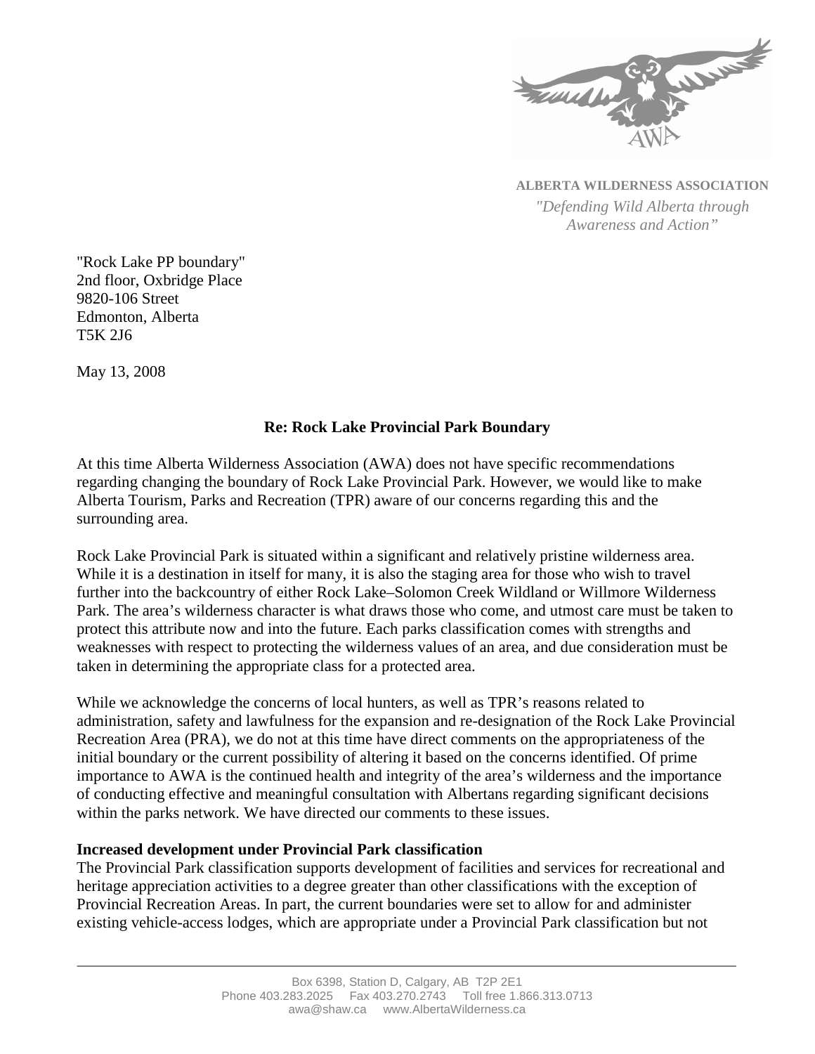**ALBERTA WILDERNESS ASSOCIATION**

*"Defending Wild Alberta through Awareness and Action"*

"Rock Lake PP boundary"
2nd floor, Oxbridge Place
9820-106 Street
Edmonton, Alberta
T5K 2J6

May 13, 2008

**Re: Rock Lake Provincial Park Boundary**

At this time Alberta Wilderness Association (AWA) does not have specific recommendations regarding changing the boundary of Rock Lake Provincial Park. However, we would like to make Alberta Tourism, Parks and Recreation (TPR) aware of our concerns regarding this and the surrounding area.

Rock Lake Provincial Park is situated within a significant and relatively pristine wilderness area. While it is a destination in itself for many, it is also the staging area for those who wish to travel further into the backcountry of either Rock Lake–Solomon Creek Wildland or Willmore Wilderness Park. The area's wilderness character is what draws those who come, and utmost care must be taken to protect this attribute now and into the future. Each parks classification comes with strengths and weaknesses with respect to protecting the wilderness values of an area, and due consideration must be taken in determining the appropriate class for a protected area.

While we acknowledge the concerns of local hunters, as well as TPR's reasons related to administration, safety and lawfulness for the expansion and re-designation of the Rock Lake Provincial Recreation Area (PRA), we do not at this time have direct comments on the appropriateness of the initial boundary or the current possibility of altering it based on the concerns identified. Of prime importance to AWA is the continued health and integrity of the area's wilderness and the importance of conducting effective and meaningful consultation with Albertans regarding significant decisions within the parks network. We have directed our comments to these issues.

**Increased development under Provincial Park classification**

The Provincial Park classification supports development of facilities and services for recreational and heritage appreciation activities to a degree greater than other classifications with the exception of Provincial Recreation Areas. In part, the current boundaries were set to allow for and administer existing vehicle-access lodges, which are appropriate under a Provincial Park classification but not

Box 6398, Station D, Calgary, AB T2P 2E1
Phone 403.283.2025 Fax 403.270.2743 Toll free 1.866.313.0713
awa@shaw.ca www.AlbertaWilderness.ca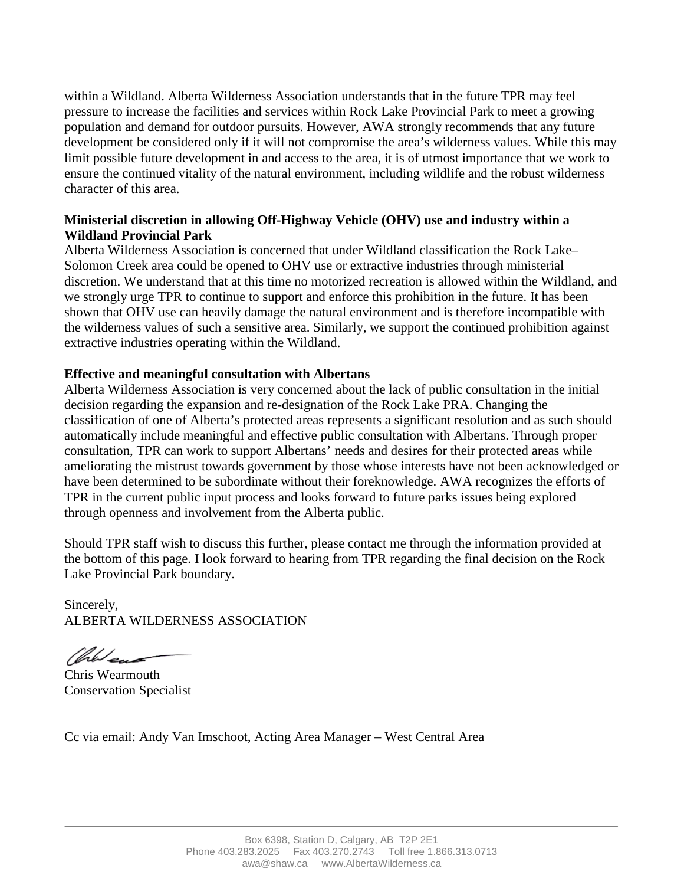within a Wildland. Alberta Wilderness Association understands that in the future TPR may feel pressure to increase the facilities and services within Rock Lake Provincial Park to meet a growing population and demand for outdoor pursuits. However, AWA strongly recommends that any future development be considered only if it will not compromise the area's wilderness values. While this may limit possible future development in and access to the area, it is of utmost importance that we work to ensure the continued vitality of the natural environment, including wildlife and the robust wilderness character of this area.

**Ministerial discretion in allowing Off-Highway Vehicle (OHV) use and industry within a Wildland Provincial Park**

Alberta Wilderness Association is concerned that under Wildland classification the Rock Lake–Solomon Creek area could be opened to OHV use or extractive industries through ministerial discretion. We understand that at this time no motorized recreation is allowed within the Wildland, and we strongly urge TPR to continue to support and enforce this prohibition in the future. It has been shown that OHV use can heavily damage the natural environment and is therefore incompatible with the wilderness values of such a sensitive area. Similarly, we support the continued prohibition against extractive industries operating within the Wildland.

**Effective and meaningful consultation with Albertans**

Alberta Wilderness Association is very concerned about the lack of public consultation in the initial decision regarding the expansion and re-designation of the Rock Lake PRA. Changing the classification of one of Alberta's protected areas represents a significant resolution and as such should automatically include meaningful and effective public consultation with Albertans. Through proper consultation, TPR can work to support Albertans' needs and desires for their protected areas while ameliorating the mistrust towards government by those whose interests have not been acknowledged or have been determined to be subordinate without their foreknowledge. AWA recognizes the efforts of TPR in the current public input process and looks forward to future parks issues being explored through openness and involvement from the Alberta public.

Should TPR staff wish to discuss this further, please contact me through the information provided at the bottom of this page. I look forward to hearing from TPR regarding the final decision on the Rock Lake Provincial Park boundary.

Sincerely,
ALBERTA WILDERNESS ASSOCIATION

Chris Wearmouth
Conservation Specialist

Cc via email: Andy Van Imschoot, Acting Area Manager – West Central Area

Box 6398, Station D, Calgary, AB T2P 2E1
Phone 403.283.2025 Fax 403.270.2743 Toll free 1.866.313.0713
awa@shaw.ca www.AlbertaWilderness.ca